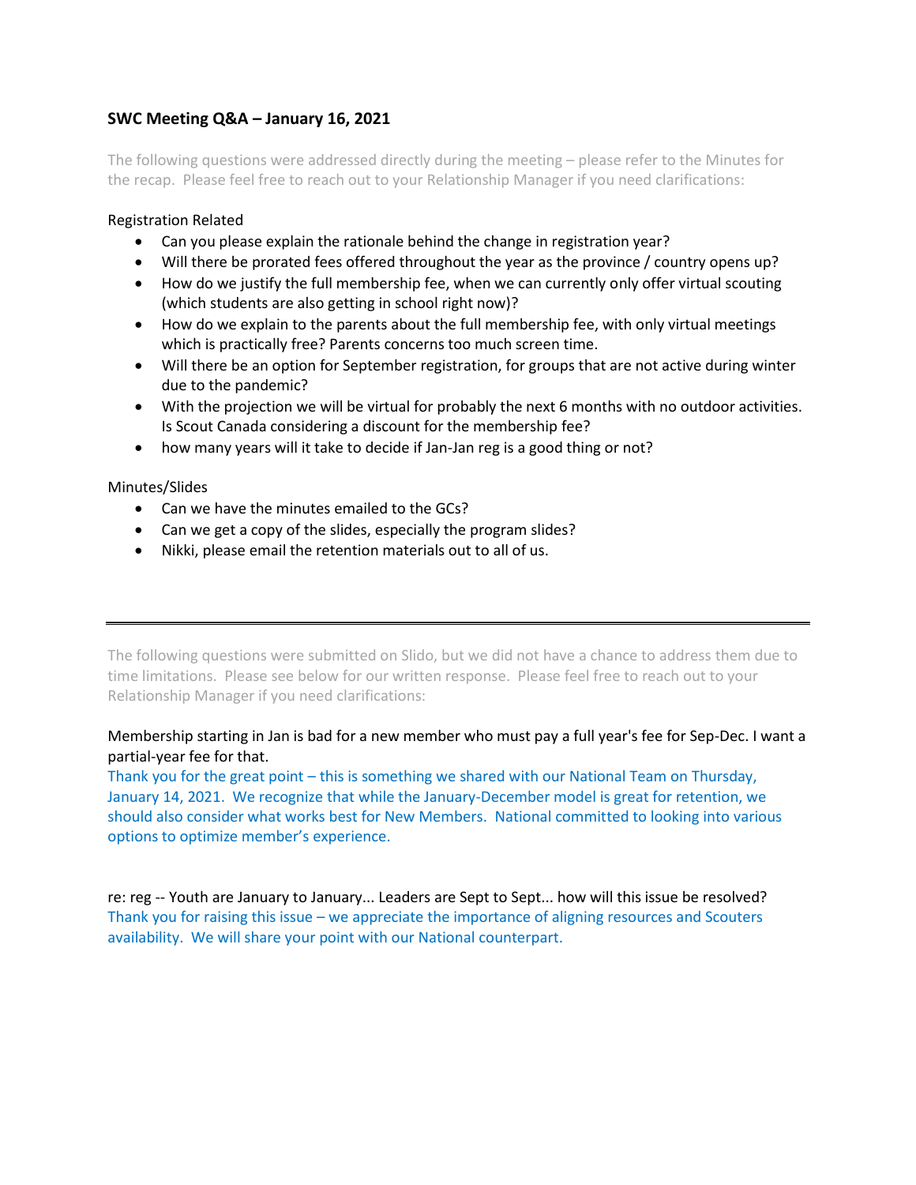## SWC Meeting Q&A – January 16, 2021

The following questions were addressed directly during the meeting – please refer to the Minutes for the recap. Please feel free to reach out to your Relationship Manager if you need clarifications:

Registration Related

- Can you please explain the rationale behind the change in registration year?
- Will there be prorated fees offered throughout the year as the province / country opens up?
- How do we justify the full membership fee, when we can currently only offer virtual scouting (which students are also getting in school right now)?
- How do we explain to the parents about the full membership fee, with only virtual meetings which is practically free? Parents concerns too much screen time.
- Will there be an option for September registration, for groups that are not active during winter due to the pandemic?
- With the projection we will be virtual for probably the next 6 months with no outdoor activities. Is Scout Canada considering a discount for the membership fee?
- how many years will it take to decide if Jan-Jan reg is a good thing or not?

Minutes/Slides

- Can we have the minutes emailed to the GCs?
- Can we get a copy of the slides, especially the program slides?
- Nikki, please email the retention materials out to all of us.

---

The following questions were submitted on Slido, but we did not have a chance to address them due to time limitations. Please see below for our written response. Please feel free to reach out to your Relationship Manager if you need clarifications:

Membership starting in Jan is bad for a new member who must pay a full year's fee for Sep-Dec. I want a partial-year fee for that.

Thank you for the great point – this is something we shared with our National Team on Thursday, January 14, 2021. We recognize that while the January-December model is great for retention, we should also consider what works best for New Members. National committed to looking into various options to optimize member's experience.

re: reg -- Youth are January to January... Leaders are Sept to Sept... how will this issue be resolved?

Thank you for raising this issue – we appreciate the importance of aligning resources and Scouters availability. We will share your point with our National counterpart.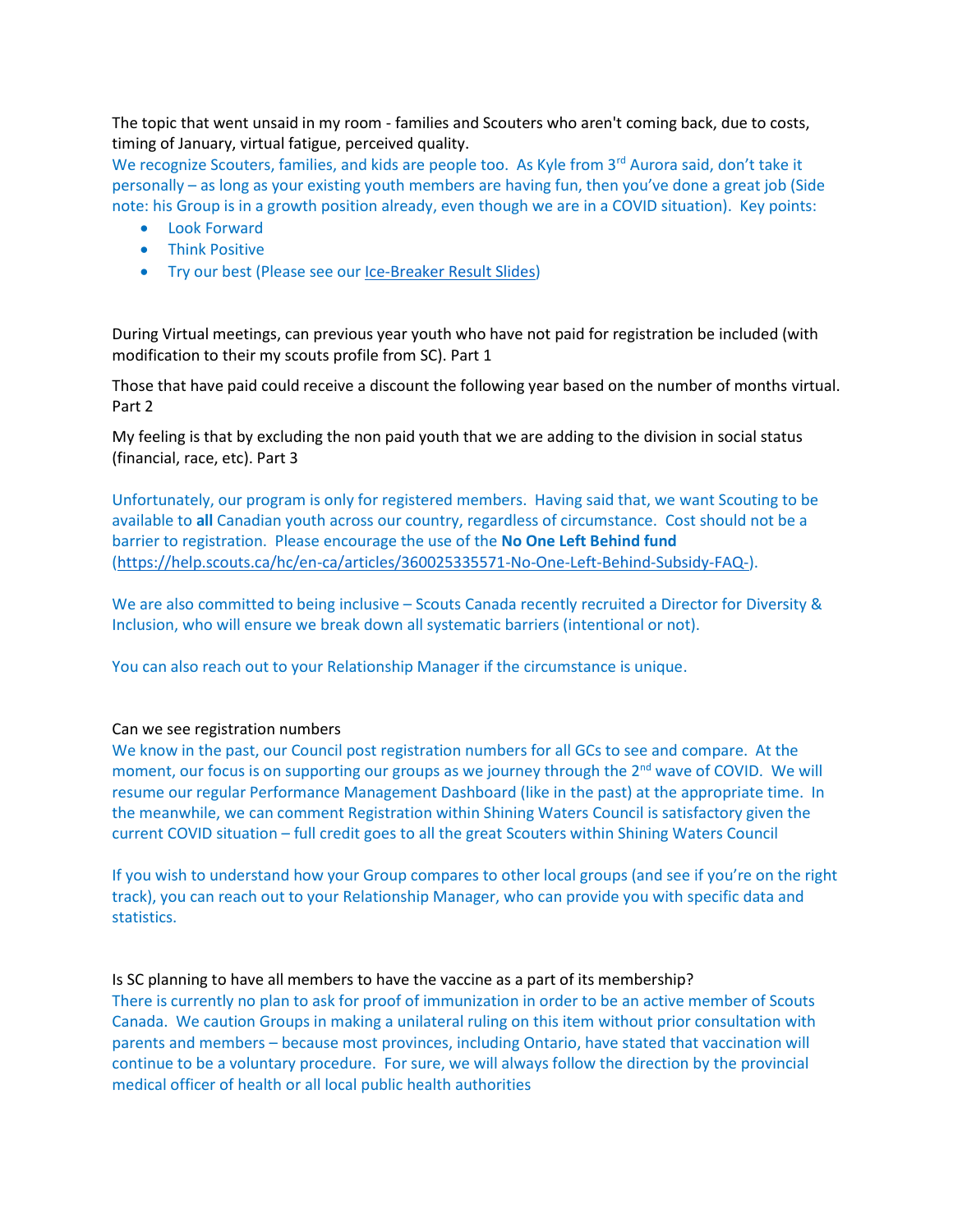The topic that went unsaid in my room - families and Scouters who aren't coming back, due to costs, timing of January, virtual fatigue, perceived quality.

We recognize Scouters, families, and kids are people too. As Kyle from 3rd Aurora said, don't take it personally – as long as your existing youth members are having fun, then you've done a great job (Side note: his Group is in a growth position already, even though we are in a COVID situation). Key points:

- Look Forward
- Think Positive
- Try our best (Please see our Ice-Breaker Result Slides)

During Virtual meetings, can previous year youth who have not paid for registration be included (with modification to their my scouts profile from SC). Part 1

Those that have paid could receive a discount the following year based on the number of months virtual. Part 2

My feeling is that by excluding the non paid youth that we are adding to the division in social status (financial, race, etc). Part 3

Unfortunately, our program is only for registered members. Having said that, we want Scouting to be available to **all** Canadian youth across our country, regardless of circumstance. Cost should not be a barrier to registration. Please encourage the use of the **No One Left Behind fund** (https://help.scouts.ca/hc/en-ca/articles/360025335571-No-One-Left-Behind-Subsidy-FAQ-).

We are also committed to being inclusive – Scouts Canada recently recruited a Director for Diversity & Inclusion, who will ensure we break down all systematic barriers (intentional or not).

You can also reach out to your Relationship Manager if the circumstance is unique.

Can we see registration numbers

We know in the past, our Council post registration numbers for all GCs to see and compare. At the moment, our focus is on supporting our groups as we journey through the 2nd wave of COVID. We will resume our regular Performance Management Dashboard (like in the past) at the appropriate time. In the meanwhile, we can comment Registration within Shining Waters Council is satisfactory given the current COVID situation – full credit goes to all the great Scouters within Shining Waters Council

If you wish to understand how your Group compares to other local groups (and see if you're on the right track), you can reach out to your Relationship Manager, who can provide you with specific data and statistics.

Is SC planning to have all members to have the vaccine as a part of its membership?

There is currently no plan to ask for proof of immunization in order to be an active member of Scouts Canada. We caution Groups in making a unilateral ruling on this item without prior consultation with parents and members – because most provinces, including Ontario, have stated that vaccination will continue to be a voluntary procedure. For sure, we will always follow the direction by the provincial medical officer of health or all local public health authorities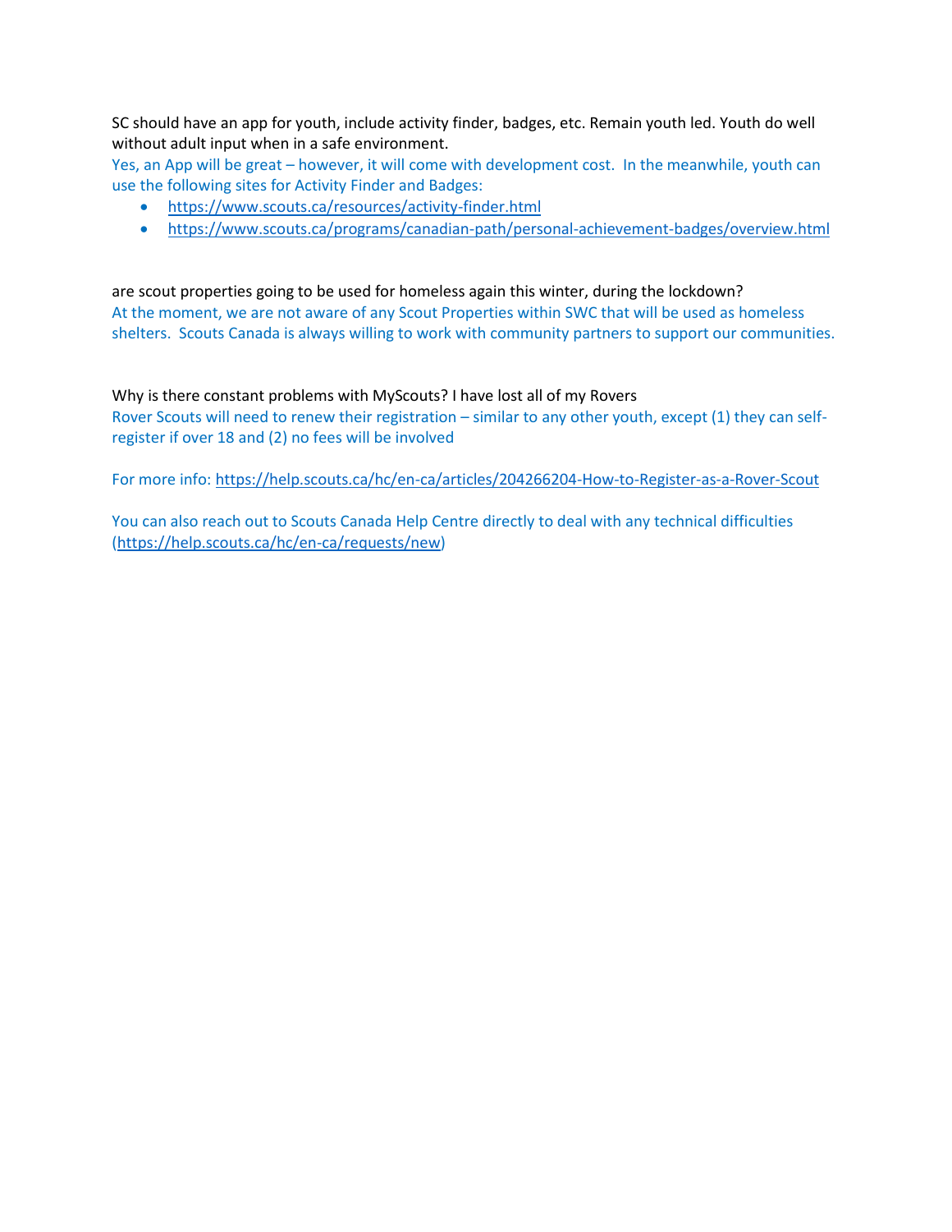SC should have an app for youth, include activity finder, badges, etc. Remain youth led. Youth do well without adult input when in a safe environment.

Yes, an App will be great – however, it will come with development cost. In the meanwhile, youth can use the following sites for Activity Finder and Badges:

- https://www.scouts.ca/resources/activity-finder.html
- https://www.scouts.ca/programs/canadian-path/personal-achievement-badges/overview.html

are scout properties going to be used for homeless again this winter, during the lockdown?

At the moment, we are not aware of any Scout Properties within SWC that will be used as homeless shelters. Scouts Canada is always willing to work with community partners to support our communities.

Why is there constant problems with MyScouts? I have lost all of my Rovers

Rover Scouts will need to renew their registration – similar to any other youth, except (1) they can self-register if over 18 and (2) no fees will be involved

For more info: https://help.scouts.ca/hc/en-ca/articles/204266204-How-to-Register-as-a-Rover-Scout

You can also reach out to Scouts Canada Help Centre directly to deal with any technical difficulties (https://help.scouts.ca/hc/en-ca/requests/new)